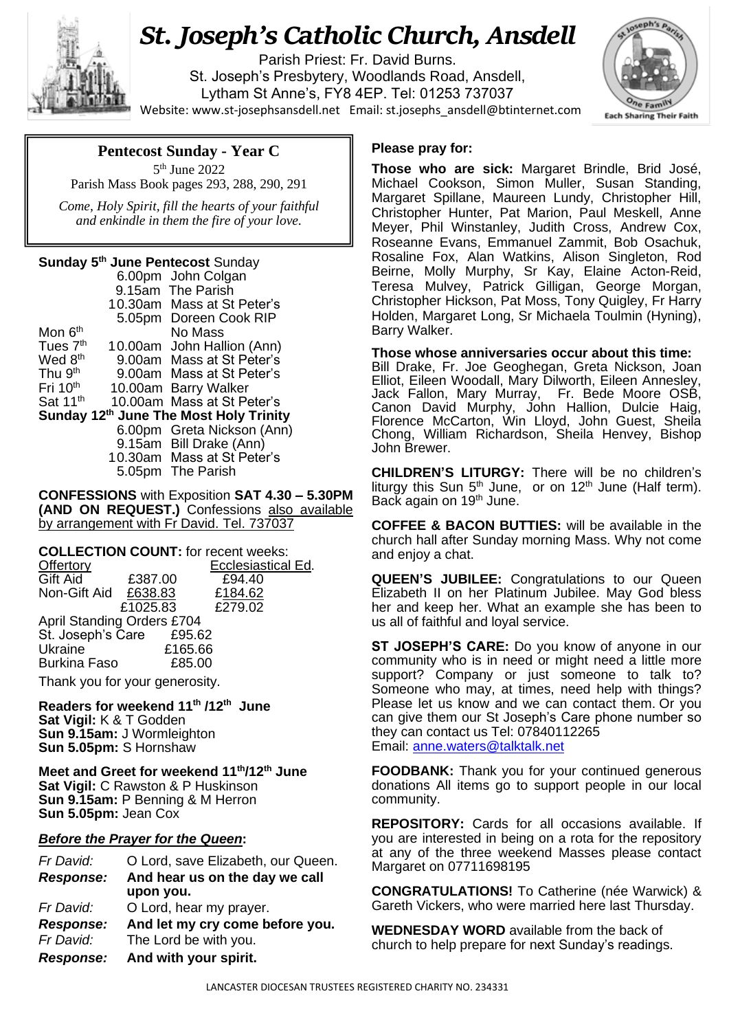# St. Joseph's Catholic Church, Ansdell

Parish Priest: Fr. David Burns.
St. Joseph's Presbytery, Woodlands Road, Ansdell,
Lytham St Anne's, FY8 4EP. Tel: 01253 737037
Website: www.st-josephsansdell.net Email: st.josephs_ansdell@btinternet.com

## Pentecost Sunday - Year C

5th June 2022
Parish Mass Book pages 293, 288, 290, 291

*Come, Holy Spirit, fill the hearts of your faithful and enkindle in them the fire of your love.*

**Sunday 5th June Pentecost** Sunday

| | | |
|---|---|---|
| | 6.00pm | John Colgan |
| | 9.15am | The Parish |
| | 10.30am | Mass at St Peter's |
| | 5.05pm | Doreen Cook RIP |
| Mon 6th | | No Mass |
| Tues 7th | 10.00am | John Hallion (Ann) |
| Wed 8th | 9.00am | Mass at St Peter's |
| Thu 9th | 9.00am | Mass at St Peter's |
| Fri 10th | 10.00am | Barry Walker |
| Sat 11th | 10.00am | Mass at St Peter's |

**Sunday 12th June The Most Holy Trinity**

| | | |
|---|---|---|
| | 6.00pm | Greta Nickson (Ann) |
| | 9.15am | Bill Drake (Ann) |
| | 10.30am | Mass at St Peter's |
| | 5.05pm | The Parish |

**CONFESSIONS** with Exposition **SAT 4.30 – 5.30PM (AND ON REQUEST.)** Confessions also available by arrangement with Fr David. Tel. 737037

**COLLECTION COUNT:** for recent weeks:

| | Offertory | Ecclesiastical Ed. |
|---|---|---|
| Gift Aid | £387.00 | £94.40 |
| Non-Gift Aid | £638.83 | £184.62 |
| | £1025.83 | £279.02 |

April Standing Orders £704
St. Joseph's Care £95.62
Ukraine £165.66
Burkina Faso £85.00

Thank you for your generosity.

**Readers for weekend 11th /12th June**
**Sat Vigil:** K & T Godden
**Sun 9.15am:** J Wormleighton
**Sun 5.05pm:** S Hornshaw

**Meet and Greet for weekend 11th/12th June**
**Sat Vigil:** C Rawston & P Huskinson
**Sun 9.15am:** P Benning & M Herron
**Sun 5.05pm:** Jean Cox

***Before the Prayer for the Queen*:**

| | |
|---|---|
| *Fr David:* | O Lord, save Elizabeth, our Queen. |
| ***Response:*** | **And hear us on the day we call upon you.** |
| *Fr David:* | O Lord, hear my prayer. |
| ***Response:*** | **And let my cry come before you.** |
| *Fr David:* | The Lord be with you. |
| ***Response:*** | **And with your spirit.** |

**Please pray for:**

**Those who are sick:** Margaret Brindle, Brid José, Michael Cookson, Simon Muller, Susan Standing, Margaret Spillane, Maureen Lundy, Christopher Hill, Christopher Hunter, Pat Marion, Paul Meskell, Anne Meyer, Phil Winstanley, Judith Cross, Andrew Cox, Roseanne Evans, Emmanuel Zammit, Bob Osachuk, Rosaline Fox, Alan Watkins, Alison Singleton, Rod Beirne, Molly Murphy, Sr Kay, Elaine Acton-Reid, Teresa Mulvey, Patrick Gilligan, George Morgan, Christopher Hickson, Pat Moss, Tony Quigley, Fr Harry Holden, Margaret Long, Sr Michaela Toulmin (Hyning), Barry Walker.

**Those whose anniversaries occur about this time:** Bill Drake, Fr. Joe Geoghegan, Greta Nickson, Joan Elliot, Eileen Woodall, Mary Dilworth, Eileen Annesley, Jack Fallon, Mary Murray, Fr. Bede Moore OSB, Canon David Murphy, John Hallion, Dulcie Haig, Florence McCarton, Win Lloyd, John Guest, Sheila Chong, William Richardson, Sheila Henvey, Bishop John Brewer.

**CHILDREN'S LITURGY:** There will be no children's liturgy this Sun 5th June, or on 12th June (Half term). Back again on 19th June.

**COFFEE & BACON BUTTIES:** will be available in the church hall after Sunday morning Mass. Why not come and enjoy a chat.

**QUEEN'S JUBILEE:** Congratulations to our Queen Elizabeth II on her Platinum Jubilee. May God bless her and keep her. What an example she has been to us all of faithful and loyal service.

**ST JOSEPH'S CARE:** Do you know of anyone in our community who is in need or might need a little more support? Company or just someone to talk to? Someone who may, at times, need help with things? Please let us know and we can contact them. Or you can give them our St Joseph's Care phone number so they can contact us Tel: 07840112265
Email: anne.waters@talktalk.net

**FOODBANK:** Thank you for your continued generous donations All items go to support people in our local community.

**REPOSITORY:** Cards for all occasions available. If you are interested in being on a rota for the repository at any of the three weekend Masses please contact Margaret on 07711698195

**CONGRATULATIONS!** To Catherine (née Warwick) & Gareth Vickers, who were married here last Thursday.

**WEDNESDAY WORD** available from the back of church to help prepare for next Sunday's readings.

LANCASTER DIOCESAN TRUSTEES REGISTERED CHARITY NO. 234331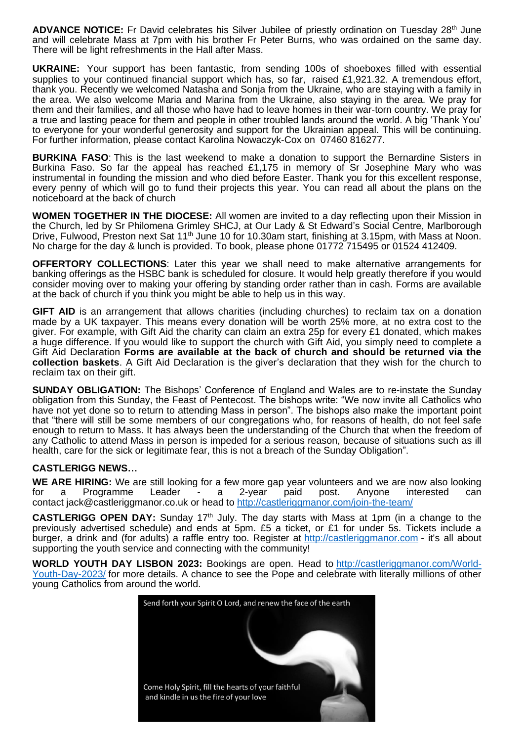**ADVANCE NOTICE:** Fr David celebrates his Silver Jubilee of priestly ordination on Tuesday 28th June and will celebrate Mass at 7pm with his brother Fr Peter Burns, who was ordained on the same day. There will be light refreshments in the Hall after Mass.

**UKRAINE:** Your support has been fantastic, from sending 100s of shoeboxes filled with essential supplies to your continued financial support which has, so far, raised £1,921.32. A tremendous effort, thank you. Recently we welcomed Natasha and Sonja from the Ukraine, who are staying with a family in the area. We also welcome Maria and Marina from the Ukraine, also staying in the area. We pray for them and their families, and all those who have had to leave homes in their war-torn country. We pray for a true and lasting peace for them and people in other troubled lands around the world. A big 'Thank You' to everyone for your wonderful generosity and support for the Ukrainian appeal. This will be continuing. For further information, please contact Karolina Nowaczyk-Cox on 07460 816277.

**BURKINA FASO**: This is the last weekend to make a donation to support the Bernardine Sisters in Burkina Faso. So far the appeal has reached £1,175 in memory of Sr Josephine Mary who was instrumental in founding the mission and who died before Easter. Thank you for this excellent response, every penny of which will go to fund their projects this year. You can read all about the plans on the noticeboard at the back of church

**WOMEN TOGETHER IN THE DIOCESE:** All women are invited to a day reflecting upon their Mission in the Church, led by Sr Philomena Grimley SHCJ, at Our Lady & St Edward's Social Centre, Marlborough Drive, Fulwood, Preston next Sat 11th June 10 for 10.30am start, finishing at 3.15pm, with Mass at Noon. No charge for the day & lunch is provided. To book, please phone 01772 715495 or 01524 412409.

**OFFERTORY COLLECTIONS**: Later this year we shall need to make alternative arrangements for banking offerings as the HSBC bank is scheduled for closure. It would help greatly therefore if you would consider moving over to making your offering by standing order rather than in cash. Forms are available at the back of church if you think you might be able to help us in this way.

**GIFT AID** is an arrangement that allows charities (including churches) to reclaim tax on a donation made by a UK taxpayer. This means every donation will be worth 25% more, at no extra cost to the giver. For example, with Gift Aid the charity can claim an extra 25p for every £1 donated, which makes a huge difference. If you would like to support the church with Gift Aid, you simply need to complete a Gift Aid Declaration **Forms are available at the back of church and should be returned via the collection baskets**. A Gift Aid Declaration is the giver's declaration that they wish for the church to reclaim tax on their gift.

**SUNDAY OBLIGATION:** The Bishops' Conference of England and Wales are to re-instate the Sunday obligation from this Sunday, the Feast of Pentecost. The bishops write: "We now invite all Catholics who have not yet done so to return to attending Mass in person". The bishops also make the important point that "there will still be some members of our congregations who, for reasons of health, do not feel safe enough to return to Mass. It has always been the understanding of the Church that when the freedom of any Catholic to attend Mass in person is impeded for a serious reason, because of situations such as ill health, care for the sick or legitimate fear, this is not a breach of the Sunday Obligation".

**CASTLERIGG NEWS…**

**WE ARE HIRING:** We are still looking for a few more gap year volunteers and we are now also looking for a Programme Leader - a 2-year paid post. Anyone interested can contact jack@castleriggmanor.co.uk or head to http://castleriggmanor.com/join-the-team/

**CASTLERIGG OPEN DAY:** Sunday 17th July. The day starts with Mass at 1pm (in a change to the previously advertised schedule) and ends at 5pm. £5 a ticket, or £1 for under 5s. Tickets include a burger, a drink and (for adults) a raffle entry too. Register at http://castleriggmanor.com - it's all about supporting the youth service and connecting with the community!

**WORLD YOUTH DAY LISBON 2023:** Bookings are open. Head to http://castleriggmanor.com/World-Youth-Day-2023/ for more details. A chance to see the Pope and celebrate with literally millions of other young Catholics from around the world.

Send forth your Spirit O Lord, and renew the face of the earth

Come Holy Spirit, fill the hearts of your faithful and kindle in us the fire of your love